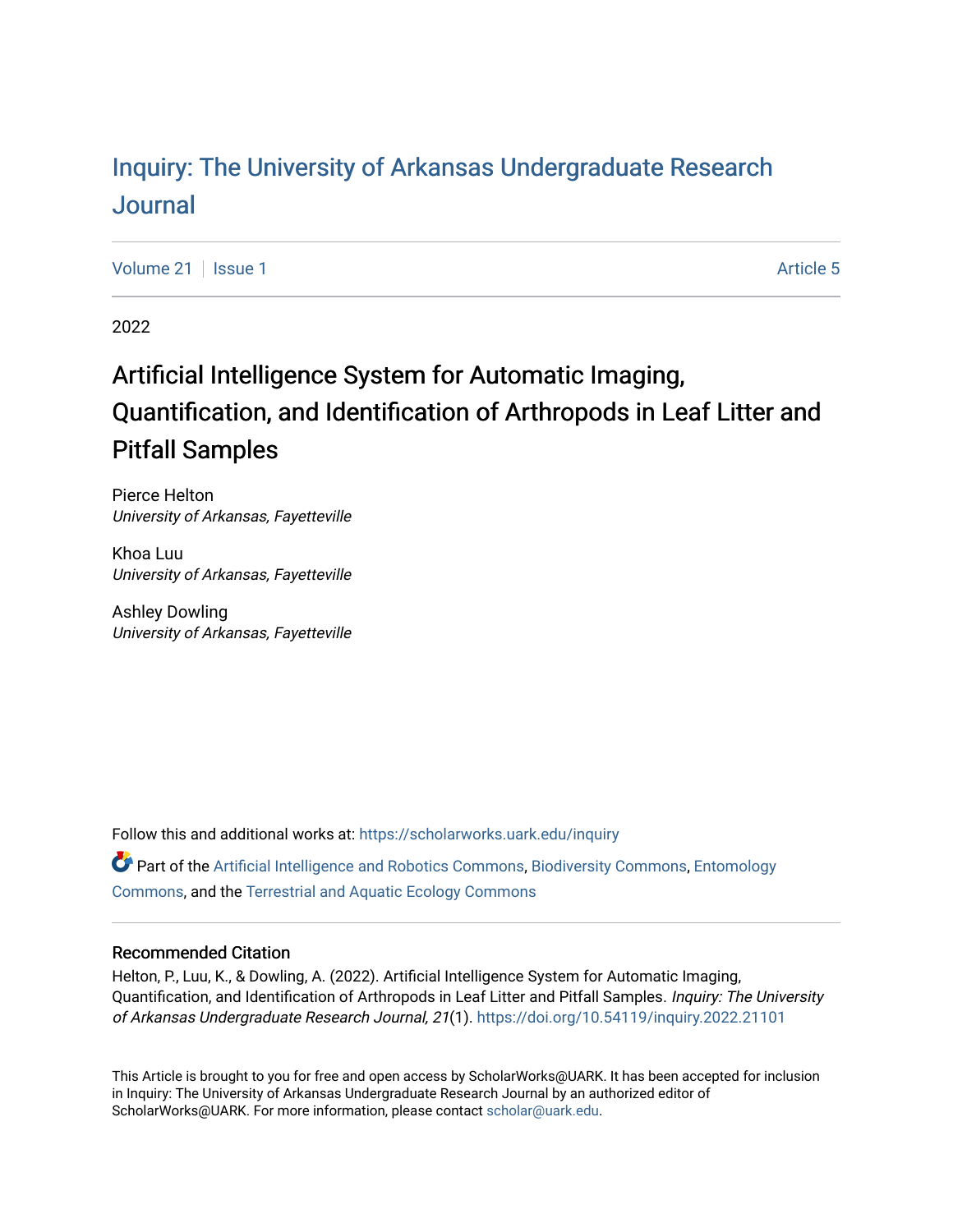# Inquiry: The University of Arkansas Undergraduate Research Journal

Volume 21 | Issue 1 | Article 5

2022

## Artificial Intelligence System for Automatic Imaging, Quantification, and Identification of Arthropods in Leaf Litter and Pitfall Samples

Pierce Helton
*University of Arkansas, Fayetteville*

Khoa Luu
*University of Arkansas, Fayetteville*

Ashley Dowling
*University of Arkansas, Fayetteville*

Follow this and additional works at: https://scholarworks.uark.edu/inquiry

Part of the Artificial Intelligence and Robotics Commons, Biodiversity Commons, Entomology Commons, and the Terrestrial and Aquatic Ecology Commons

### Recommended Citation

Helton, P., Luu, K., & Dowling, A. (2022). Artificial Intelligence System for Automatic Imaging, Quantification, and Identification of Arthropods in Leaf Litter and Pitfall Samples. *Inquiry: The University of Arkansas Undergraduate Research Journal, 21*(1). https://doi.org/10.54119/inquiry.2022.21101

This Article is brought to you for free and open access by ScholarWorks@UARK. It has been accepted for inclusion in Inquiry: The University of Arkansas Undergraduate Research Journal by an authorized editor of ScholarWorks@UARK. For more information, please contact scholar@uark.edu.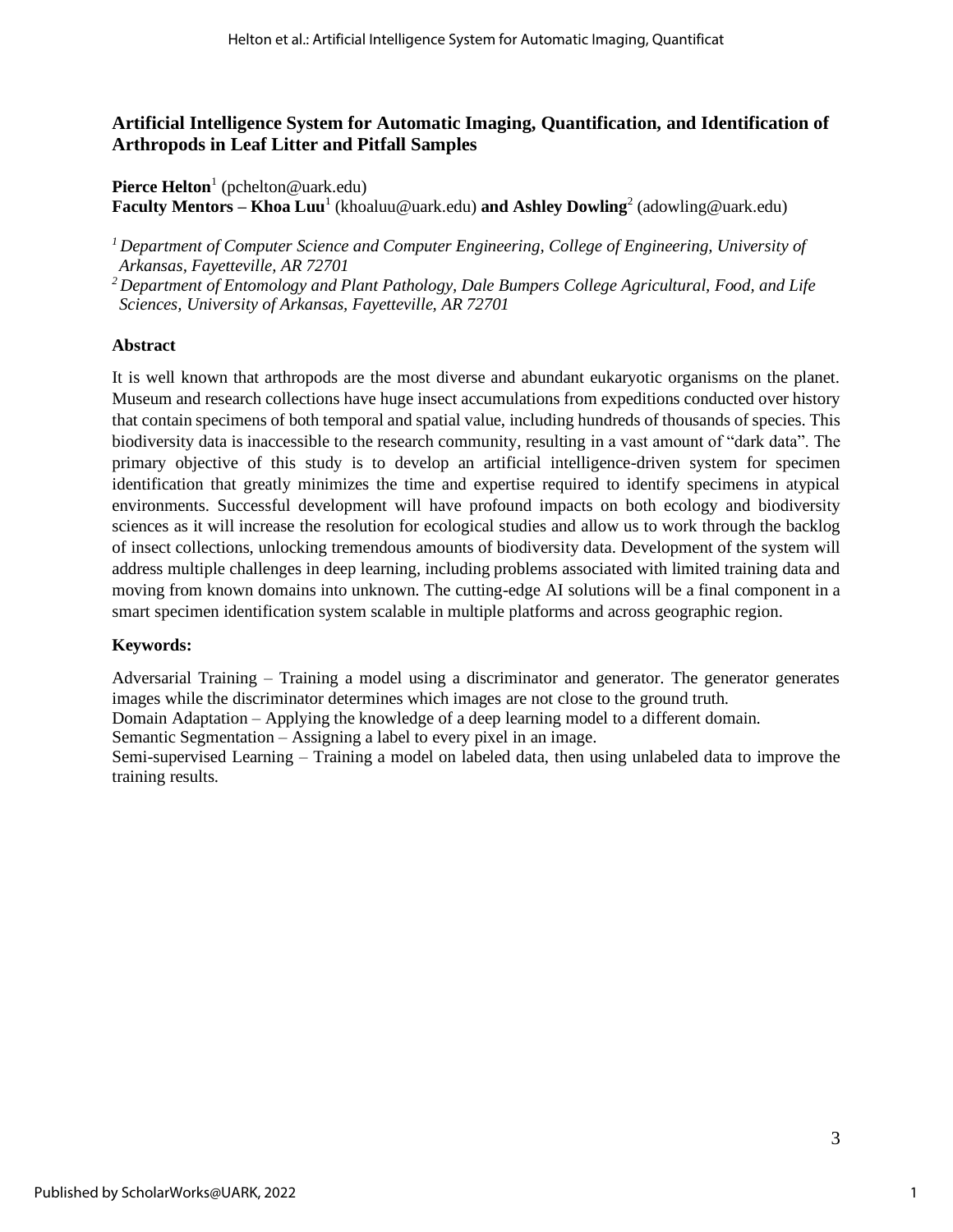# Artificial Intelligence System for Automatic Imaging, Quantification, and Identification of Arthropods in Leaf Litter and Pitfall Samples

**Pierce Helton**[1] (pchelton@uark.edu)
**Faculty Mentors – Khoa Luu**[1] (khoaluu@uark.edu) **and Ashley Dowling**[2] (adowling@uark.edu)

*[1] Department of Computer Science and Computer Engineering, College of Engineering, University of Arkansas, Fayetteville, AR 72701*
*[2] Department of Entomology and Plant Pathology, Dale Bumpers College Agricultural, Food, and Life Sciences, University of Arkansas, Fayetteville, AR 72701*

### Abstract

It is well known that arthropods are the most diverse and abundant eukaryotic organisms on the planet. Museum and research collections have huge insect accumulations from expeditions conducted over history that contain specimens of both temporal and spatial value, including hundreds of thousands of species. This biodiversity data is inaccessible to the research community, resulting in a vast amount of "dark data". The primary objective of this study is to develop an artificial intelligence-driven system for specimen identification that greatly minimizes the time and expertise required to identify specimens in atypical environments. Successful development will have profound impacts on both ecology and biodiversity sciences as it will increase the resolution for ecological studies and allow us to work through the backlog of insect collections, unlocking tremendous amounts of biodiversity data. Development of the system will address multiple challenges in deep learning, including problems associated with limited training data and moving from known domains into unknown. The cutting-edge AI solutions will be a final component in a smart specimen identification system scalable in multiple platforms and across geographic region.

### Keywords:

Adversarial Training – Training a model using a discriminator and generator. The generator generates images while the discriminator determines which images are not close to the ground truth.
Domain Adaptation – Applying the knowledge of a deep learning model to a different domain.
Semantic Segmentation – Assigning a label to every pixel in an image.
Semi-supervised Learning – Training a model on labeled data, then using unlabeled data to improve the training results.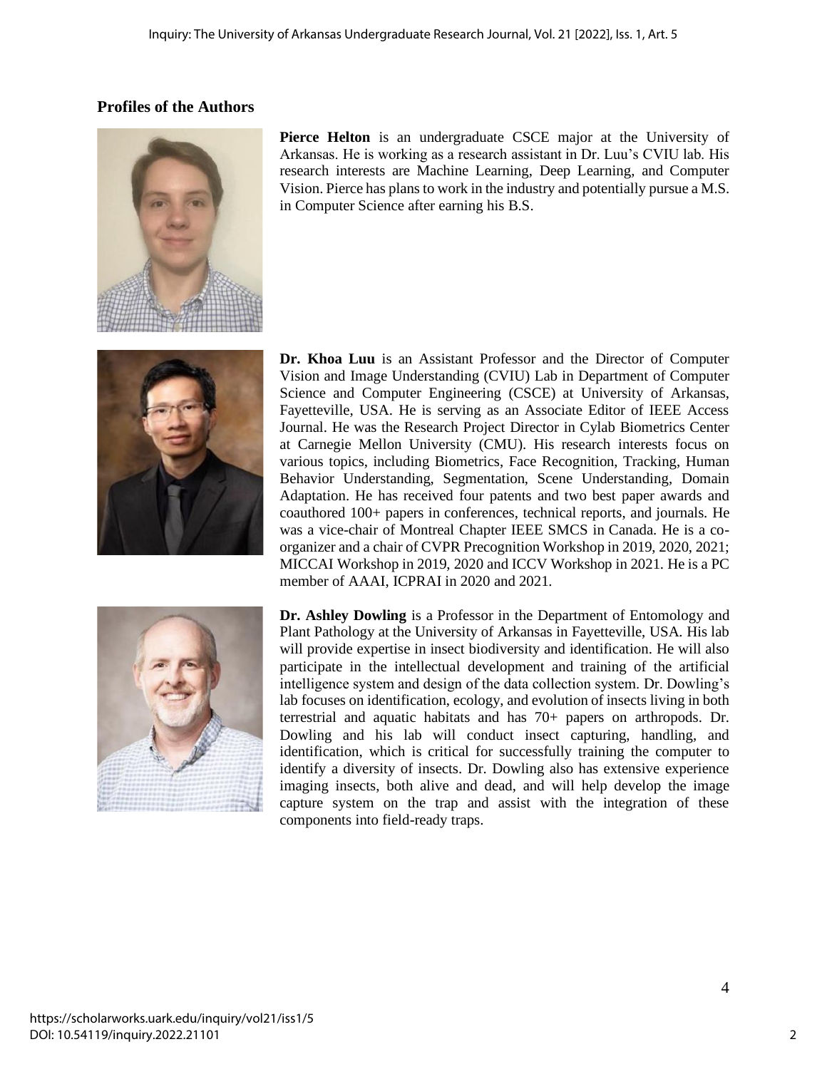## Profiles of the Authors

**Pierce Helton** is an undergraduate CSCE major at the University of Arkansas. He is working as a research assistant in Dr. Luu's CVIU lab. His research interests are Machine Learning, Deep Learning, and Computer Vision. Pierce has plans to work in the industry and potentially pursue a M.S. in Computer Science after earning his B.S.

**Dr. Khoa Luu** is an Assistant Professor and the Director of Computer Vision and Image Understanding (CVIU) Lab in Department of Computer Science and Computer Engineering (CSCE) at University of Arkansas, Fayetteville, USA. He is serving as an Associate Editor of IEEE Access Journal. He was the Research Project Director in Cylab Biometrics Center at Carnegie Mellon University (CMU). His research interests focus on various topics, including Biometrics, Face Recognition, Tracking, Human Behavior Understanding, Segmentation, Scene Understanding, Domain Adaptation. He has received four patents and two best paper awards and coauthored 100+ papers in conferences, technical reports, and journals. He was a vice-chair of Montreal Chapter IEEE SMCS in Canada. He is a co-organizer and a chair of CVPR Precognition Workshop in 2019, 2020, 2021; MICCAI Workshop in 2019, 2020 and ICCV Workshop in 2021. He is a PC member of AAAI, ICPRAI in 2020 and 2021.

**Dr. Ashley Dowling** is a Professor in the Department of Entomology and Plant Pathology at the University of Arkansas in Fayetteville, USA. His lab will provide expertise in insect biodiversity and identification. He will also participate in the intellectual development and training of the artificial intelligence system and design of the data collection system. Dr. Dowling's lab focuses on identification, ecology, and evolution of insects living in both terrestrial and aquatic habitats and has 70+ papers on arthropods. Dr. Dowling and his lab will conduct insect capturing, handling, and identification, which is critical for successfully training the computer to identify a diversity of insects. Dr. Dowling also has extensive experience imaging insects, both alive and dead, and will help develop the image capture system on the trap and assist with the integration of these components into field-ready traps.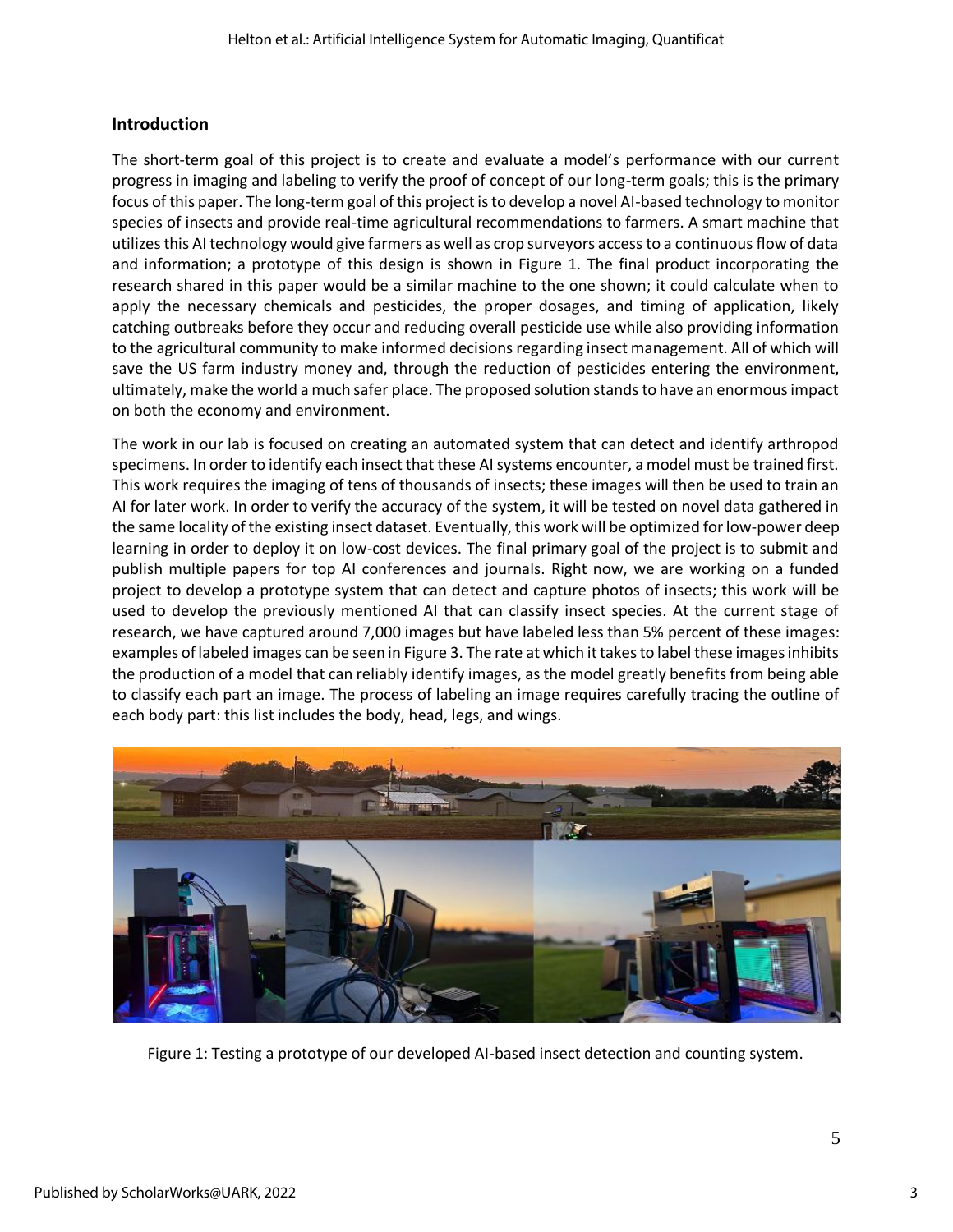## Introduction

The short-term goal of this project is to create and evaluate a model's performance with our current progress in imaging and labeling to verify the proof of concept of our long-term goals; this is the primary focus of this paper. The long-term goal of this project is to develop a novel AI-based technology to monitor species of insects and provide real-time agricultural recommendations to farmers. A smart machine that utilizes this AI technology would give farmers as well as crop surveyors access to a continuous flow of data and information; a prototype of this design is shown in Figure 1. The final product incorporating the research shared in this paper would be a similar machine to the one shown; it could calculate when to apply the necessary chemicals and pesticides, the proper dosages, and timing of application, likely catching outbreaks before they occur and reducing overall pesticide use while also providing information to the agricultural community to make informed decisions regarding insect management. All of which will save the US farm industry money and, through the reduction of pesticides entering the environment, ultimately, make the world a much safer place. The proposed solution stands to have an enormous impact on both the economy and environment.

The work in our lab is focused on creating an automated system that can detect and identify arthropod specimens. In order to identify each insect that these AI systems encounter, a model must be trained first. This work requires the imaging of tens of thousands of insects; these images will then be used to train an AI for later work. In order to verify the accuracy of the system, it will be tested on novel data gathered in the same locality of the existing insect dataset. Eventually, this work will be optimized for low-power deep learning in order to deploy it on low-cost devices. The final primary goal of the project is to submit and publish multiple papers for top AI conferences and journals. Right now, we are working on a funded project to develop a prototype system that can detect and capture photos of insects; this work will be used to develop the previously mentioned AI that can classify insect species. At the current stage of research, we have captured around 7,000 images but have labeled less than 5% percent of these images: examples of labeled images can be seen in Figure 3. The rate at which it takes to label these images inhibits the production of a model that can reliably identify images, as the model greatly benefits from being able to classify each part an image. The process of labeling an image requires carefully tracing the outline of each body part: this list includes the body, head, legs, and wings.

Figure 1: Testing a prototype of our developed AI-based insect detection and counting system.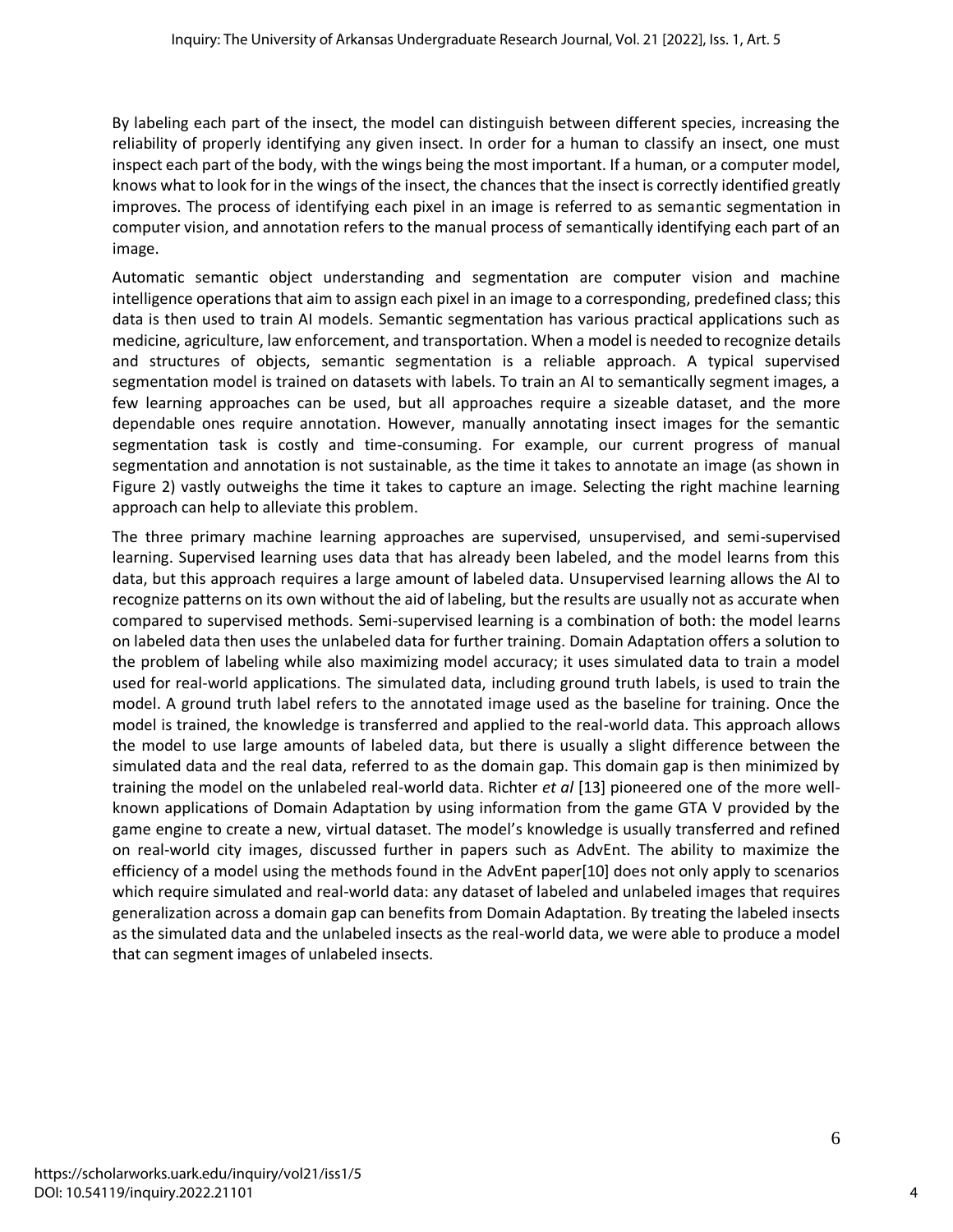By labeling each part of the insect, the model can distinguish between different species, increasing the reliability of properly identifying any given insect. In order for a human to classify an insect, one must inspect each part of the body, with the wings being the most important. If a human, or a computer model, knows what to look for in the wings of the insect, the chances that the insect is correctly identified greatly improves. The process of identifying each pixel in an image is referred to as semantic segmentation in computer vision, and annotation refers to the manual process of semantically identifying each part of an image.

Automatic semantic object understanding and segmentation are computer vision and machine intelligence operations that aim to assign each pixel in an image to a corresponding, predefined class; this data is then used to train AI models. Semantic segmentation has various practical applications such as medicine, agriculture, law enforcement, and transportation. When a model is needed to recognize details and structures of objects, semantic segmentation is a reliable approach. A typical supervised segmentation model is trained on datasets with labels. To train an AI to semantically segment images, a few learning approaches can be used, but all approaches require a sizeable dataset, and the more dependable ones require annotation. However, manually annotating insect images for the semantic segmentation task is costly and time-consuming. For example, our current progress of manual segmentation and annotation is not sustainable, as the time it takes to annotate an image (as shown in Figure 2) vastly outweighs the time it takes to capture an image. Selecting the right machine learning approach can help to alleviate this problem.

The three primary machine learning approaches are supervised, unsupervised, and semi-supervised learning. Supervised learning uses data that has already been labeled, and the model learns from this data, but this approach requires a large amount of labeled data. Unsupervised learning allows the AI to recognize patterns on its own without the aid of labeling, but the results are usually not as accurate when compared to supervised methods. Semi-supervised learning is a combination of both: the model learns on labeled data then uses the unlabeled data for further training. Domain Adaptation offers a solution to the problem of labeling while also maximizing model accuracy; it uses simulated data to train a model used for real-world applications. The simulated data, including ground truth labels, is used to train the model. A ground truth label refers to the annotated image used as the baseline for training. Once the model is trained, the knowledge is transferred and applied to the real-world data. This approach allows the model to use large amounts of labeled data, but there is usually a slight difference between the simulated data and the real data, referred to as the domain gap. This domain gap is then minimized by training the model on the unlabeled real-world data. Richter *et al* [13] pioneered one of the more well-known applications of Domain Adaptation by using information from the game GTA V provided by the game engine to create a new, virtual dataset. The model's knowledge is usually transferred and refined on real-world city images, discussed further in papers such as AdvEnt. The ability to maximize the efficiency of a model using the methods found in the AdvEnt paper[10] does not only apply to scenarios which require simulated and real-world data: any dataset of labeled and unlabeled images that requires generalization across a domain gap can benefits from Domain Adaptation. By treating the labeled insects as the simulated data and the unlabeled insects as the real-world data, we were able to produce a model that can segment images of unlabeled insects.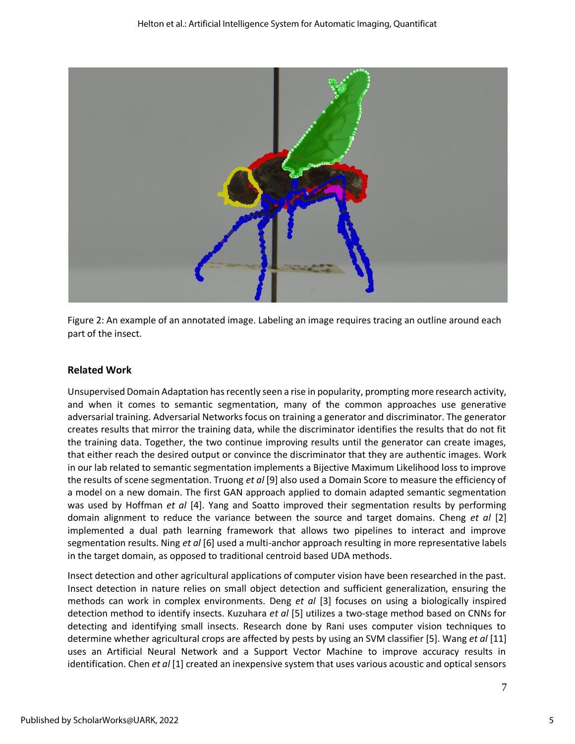Figure 2: An example of an annotated image. Labeling an image requires tracing an outline around each part of the insect.

## Related Work

Unsupervised Domain Adaptation has recently seen a rise in popularity, prompting more research activity, and when it comes to semantic segmentation, many of the common approaches use generative adversarial training. Adversarial Networks focus on training a generator and discriminator. The generator creates results that mirror the training data, while the discriminator identifies the results that do not fit the training data. Together, the two continue improving results until the generator can create images, that either reach the desired output or convince the discriminator that they are authentic images. Work in our lab related to semantic segmentation implements a Bijective Maximum Likelihood loss to improve the results of scene segmentation. Truong *et al* [9] also used a Domain Score to measure the efficiency of a model on a new domain. The first GAN approach applied to domain adapted semantic segmentation was used by Hoffman *et al* [4]. Yang and Soatto improved their segmentation results by performing domain alignment to reduce the variance between the source and target domains. Cheng *et al* [2] implemented a dual path learning framework that allows two pipelines to interact and improve segmentation results. Ning *et al* [6] used a multi-anchor approach resulting in more representative labels in the target domain, as opposed to traditional centroid based UDA methods.

Insect detection and other agricultural applications of computer vision have been researched in the past. Insect detection in nature relies on small object detection and sufficient generalization, ensuring the methods can work in complex environments. Deng *et al* [3] focuses on using a biologically inspired detection method to identify insects. Kuzuhara *et al* [5] utilizes a two-stage method based on CNNs for detecting and identifying small insects. Research done by Rani uses computer vision techniques to determine whether agricultural crops are affected by pests by using an SVM classifier [5]. Wang *et al* [11] uses an Artificial Neural Network and a Support Vector Machine to improve accuracy results in identification. Chen *et al* [1] created an inexpensive system that uses various acoustic and optical sensors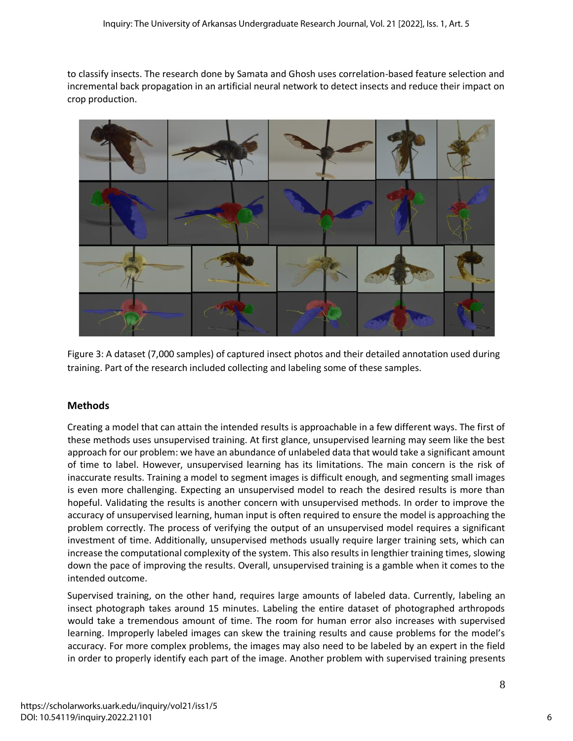to classify insects. The research done by Samata and Ghosh uses correlation-based feature selection and incremental back propagation in an artificial neural network to detect insects and reduce their impact on crop production.

Figure 3: A dataset (7,000 samples) of captured insect photos and their detailed annotation used during training. Part of the research included collecting and labeling some of these samples.

## Methods

Creating a model that can attain the intended results is approachable in a few different ways. The first of these methods uses unsupervised training. At first glance, unsupervised learning may seem like the best approach for our problem: we have an abundance of unlabeled data that would take a significant amount of time to label. However, unsupervised learning has its limitations. The main concern is the risk of inaccurate results. Training a model to segment images is difficult enough, and segmenting small images is even more challenging. Expecting an unsupervised model to reach the desired results is more than hopeful. Validating the results is another concern with unsupervised methods. In order to improve the accuracy of unsupervised learning, human input is often required to ensure the model is approaching the problem correctly. The process of verifying the output of an unsupervised model requires a significant investment of time. Additionally, unsupervised methods usually require larger training sets, which can increase the computational complexity of the system. This also results in lengthier training times, slowing down the pace of improving the results. Overall, unsupervised training is a gamble when it comes to the intended outcome.

Supervised training, on the other hand, requires large amounts of labeled data. Currently, labeling an insect photograph takes around 15 minutes. Labeling the entire dataset of photographed arthropods would take a tremendous amount of time. The room for human error also increases with supervised learning. Improperly labeled images can skew the training results and cause problems for the model's accuracy. For more complex problems, the images may also need to be labeled by an expert in the field in order to properly identify each part of the image. Another problem with supervised training presents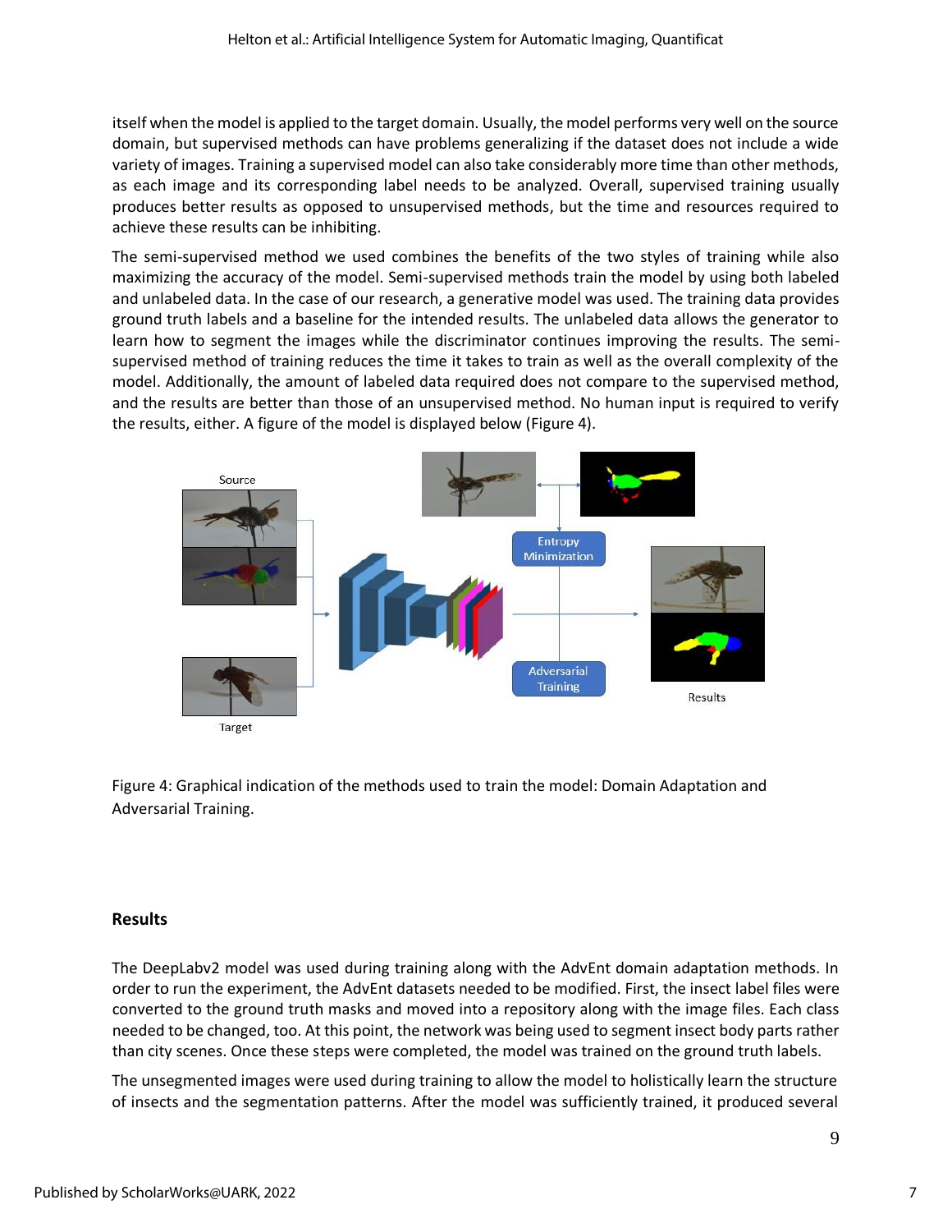itself when the model is applied to the target domain. Usually, the model performs very well on the source domain, but supervised methods can have problems generalizing if the dataset does not include a wide variety of images. Training a supervised model can also take considerably more time than other methods, as each image and its corresponding label needs to be analyzed. Overall, supervised training usually produces better results as opposed to unsupervised methods, but the time and resources required to achieve these results can be inhibiting.

The semi-supervised method we used combines the benefits of the two styles of training while also maximizing the accuracy of the model. Semi-supervised methods train the model by using both labeled and unlabeled data. In the case of our research, a generative model was used. The training data provides ground truth labels and a baseline for the intended results. The unlabeled data allows the generator to learn how to segment the images while the discriminator continues improving the results. The semi-supervised method of training reduces the time it takes to train as well as the overall complexity of the model. Additionally, the amount of labeled data required does not compare to the supervised method, and the results are better than those of an unsupervised method. No human input is required to verify the results, either. A figure of the model is displayed below (Figure 4).

Figure 4: Graphical indication of the methods used to train the model: Domain Adaptation and Adversarial Training.

## Results

The DeepLabv2 model was used during training along with the AdvEnt domain adaptation methods. In order to run the experiment, the AdvEnt datasets needed to be modified. First, the insect label files were converted to the ground truth masks and moved into a repository along with the image files. Each class needed to be changed, too. At this point, the network was being used to segment insect body parts rather than city scenes. Once these steps were completed, the model was trained on the ground truth labels.

The unsegmented images were used during training to allow the model to holistically learn the structure of insects and the segmentation patterns. After the model was sufficiently trained, it produced several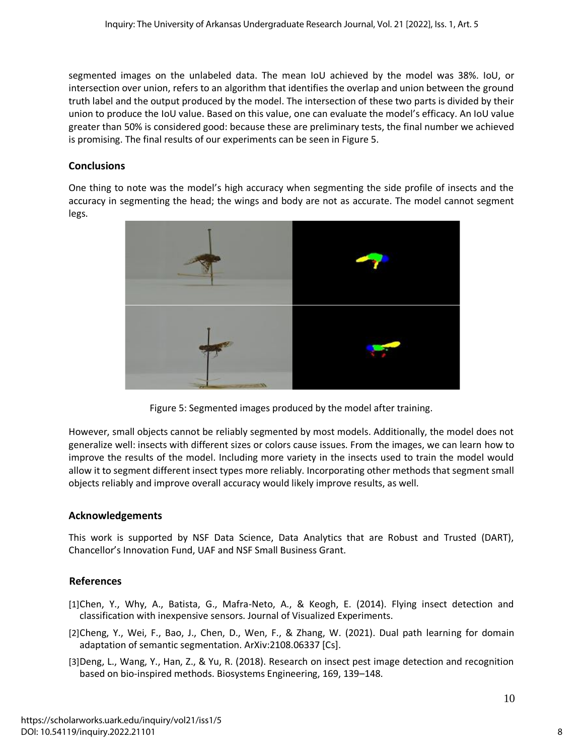segmented images on the unlabeled data. The mean IoU achieved by the model was 38%. IoU, or intersection over union, refers to an algorithm that identifies the overlap and union between the ground truth label and the output produced by the model. The intersection of these two parts is divided by their union to produce the IoU value. Based on this value, one can evaluate the model's efficacy. An IoU value greater than 50% is considered good: because these are preliminary tests, the final number we achieved is promising. The final results of our experiments can be seen in Figure 5.

## Conclusions

One thing to note was the model's high accuracy when segmenting the side profile of insects and the accuracy in segmenting the head; the wings and body are not as accurate. The model cannot segment legs.

Figure 5: Segmented images produced by the model after training.

However, small objects cannot be reliably segmented by most models. Additionally, the model does not generalize well: insects with different sizes or colors cause issues. From the images, we can learn how to improve the results of the model. Including more variety in the insects used to train the model would allow it to segment different insect types more reliably. Incorporating other methods that segment small objects reliably and improve overall accuracy would likely improve results, as well.

## Acknowledgements

This work is supported by NSF Data Science, Data Analytics that are Robust and Trusted (DART), Chancellor's Innovation Fund, UAF and NSF Small Business Grant.

## References

[1]Chen, Y., Why, A., Batista, G., Mafra-Neto, A., & Keogh, E. (2014). Flying insect detection and classification with inexpensive sensors. Journal of Visualized Experiments.

[2]Cheng, Y., Wei, F., Bao, J., Chen, D., Wen, F., & Zhang, W. (2021). Dual path learning for domain adaptation of semantic segmentation. ArXiv:2108.06337 [Cs].

[3]Deng, L., Wang, Y., Han, Z., & Yu, R. (2018). Research on insect pest image detection and recognition based on bio-inspired methods. Biosystems Engineering, 169, 139–148.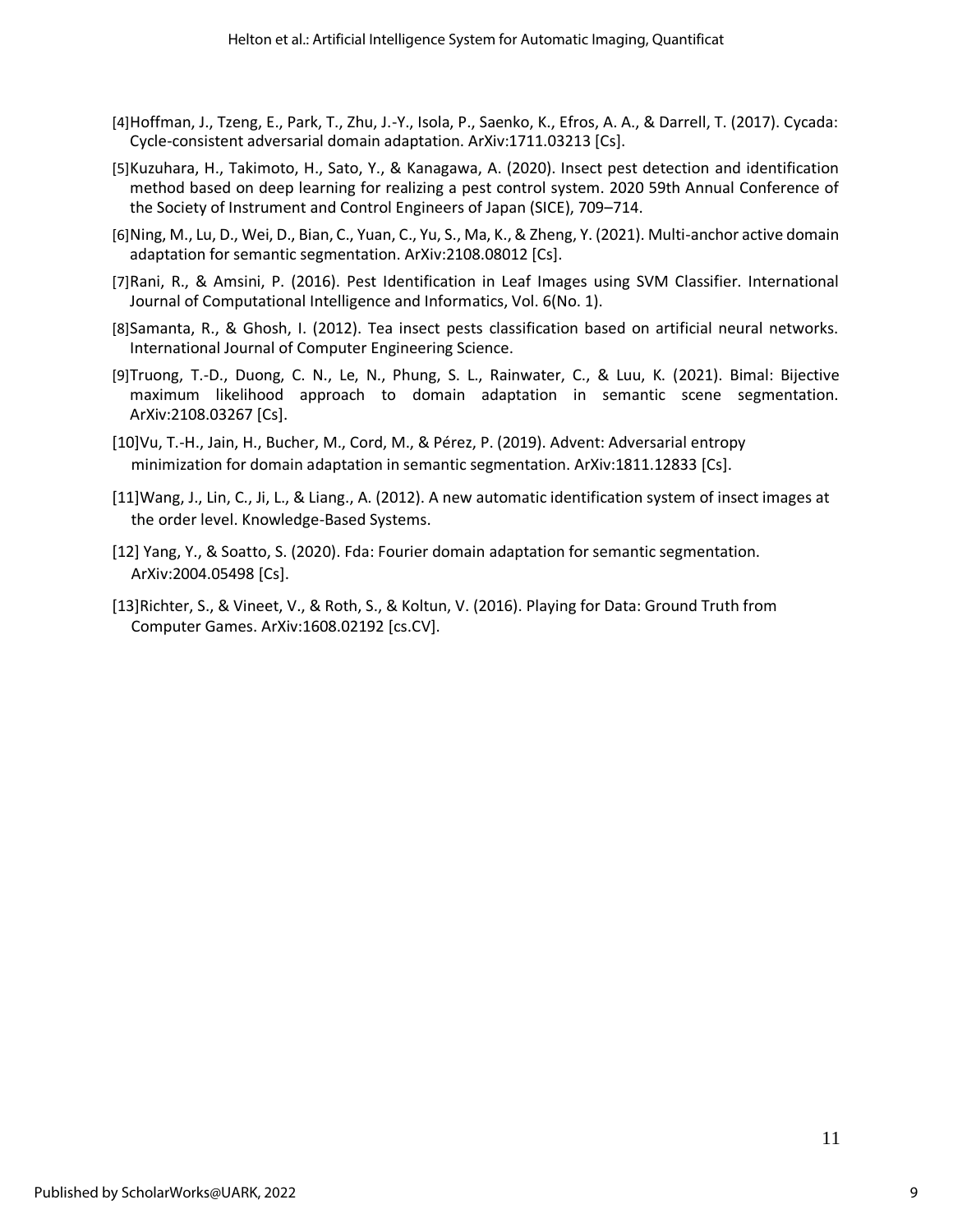[4]Hoffman, J., Tzeng, E., Park, T., Zhu, J.-Y., Isola, P., Saenko, K., Efros, A. A., & Darrell, T. (2017). Cycada: Cycle-consistent adversarial domain adaptation. ArXiv:1711.03213 [Cs].

[5]Kuzuhara, H., Takimoto, H., Sato, Y., & Kanagawa, A. (2020). Insect pest detection and identification method based on deep learning for realizing a pest control system. 2020 59th Annual Conference of the Society of Instrument and Control Engineers of Japan (SICE), 709–714.

[6]Ning, M., Lu, D., Wei, D., Bian, C., Yuan, C., Yu, S., Ma, K., & Zheng, Y. (2021). Multi-anchor active domain adaptation for semantic segmentation. ArXiv:2108.08012 [Cs].

[7]Rani, R., & Amsini, P. (2016). Pest Identification in Leaf Images using SVM Classifier. International Journal of Computational Intelligence and Informatics, Vol. 6(No. 1).

[8]Samanta, R., & Ghosh, I. (2012). Tea insect pests classification based on artificial neural networks. International Journal of Computer Engineering Science.

[9]Truong, T.-D., Duong, C. N., Le, N., Phung, S. L., Rainwater, C., & Luu, K. (2021). Bimal: Bijective maximum likelihood approach to domain adaptation in semantic scene segmentation. ArXiv:2108.03267 [Cs].

[10]Vu, T.-H., Jain, H., Bucher, M., Cord, M., & Pérez, P. (2019). Advent: Adversarial entropy minimization for domain adaptation in semantic segmentation. ArXiv:1811.12833 [Cs].

[11]Wang, J., Lin, C., Ji, L., & Liang., A. (2012). A new automatic identification system of insect images at the order level. Knowledge-Based Systems.

[12] Yang, Y., & Soatto, S. (2020). Fda: Fourier domain adaptation for semantic segmentation. ArXiv:2004.05498 [Cs].

[13]Richter, S., & Vineet, V., & Roth, S., & Koltun, V. (2016). Playing for Data: Ground Truth from Computer Games. ArXiv:1608.02192 [cs.CV].